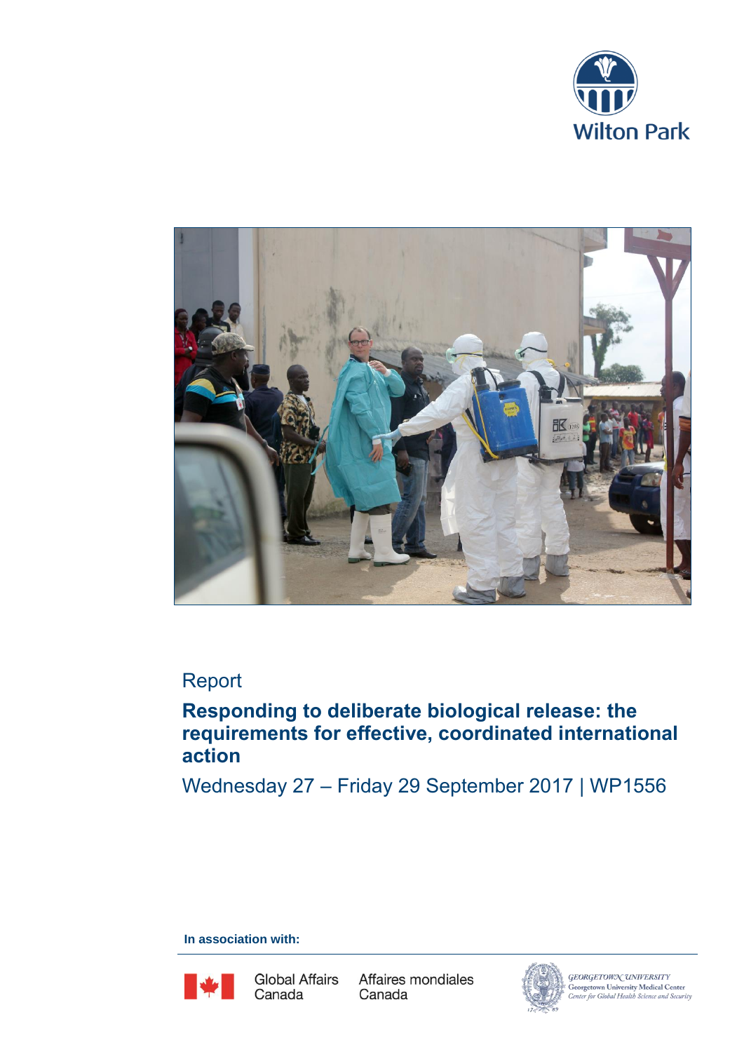Wilton Park

Report

# Responding to deliberate biological release: the requirements for effective, coordinated international action

Wednesday 27 – Friday 29 September 2017 | WP1556

**In association with:**

Global Affairs Canada | Affaires mondiales Canada

Georgetown University
Georgetown University Medical Center
Center for Global Health Science and Security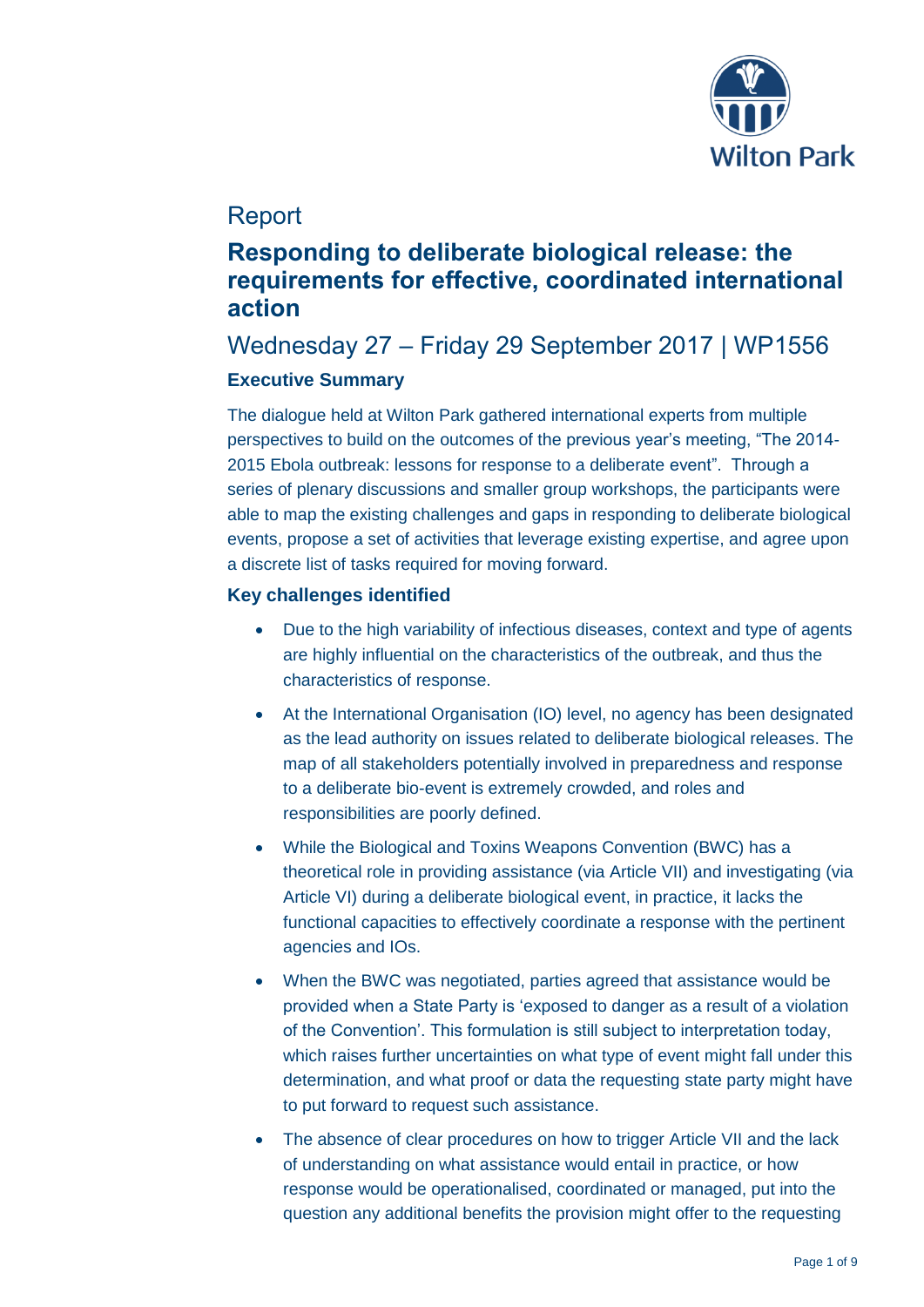Report

# Responding to deliberate biological release: the requirements for effective, coordinated international action

## Wednesday 27 – Friday 29 September 2017 | WP1556

### Executive Summary

The dialogue held at Wilton Park gathered international experts from multiple perspectives to build on the outcomes of the previous year's meeting, "The 2014-2015 Ebola outbreak: lessons for response to a deliberate event". Through a series of plenary discussions and smaller group workshops, the participants were able to map the existing challenges and gaps in responding to deliberate biological events, propose a set of activities that leverage existing expertise, and agree upon a discrete list of tasks required for moving forward.

### Key challenges identified

- Due to the high variability of infectious diseases, context and type of agents are highly influential on the characteristics of the outbreak, and thus the characteristics of response.
- At the International Organisation (IO) level, no agency has been designated as the lead authority on issues related to deliberate biological releases. The map of all stakeholders potentially involved in preparedness and response to a deliberate bio-event is extremely crowded, and roles and responsibilities are poorly defined.
- While the Biological and Toxins Weapons Convention (BWC) has a theoretical role in providing assistance (via Article VII) and investigating (via Article VI) during a deliberate biological event, in practice, it lacks the functional capacities to effectively coordinate a response with the pertinent agencies and IOs.
- When the BWC was negotiated, parties agreed that assistance would be provided when a State Party is 'exposed to danger as a result of a violation of the Convention'. This formulation is still subject to interpretation today, which raises further uncertainties on what type of event might fall under this determination, and what proof or data the requesting state party might have to put forward to request such assistance.
- The absence of clear procedures on how to trigger Article VII and the lack of understanding on what assistance would entail in practice, or how response would be operationalised, coordinated or managed, put into the question any additional benefits the provision might offer to the requesting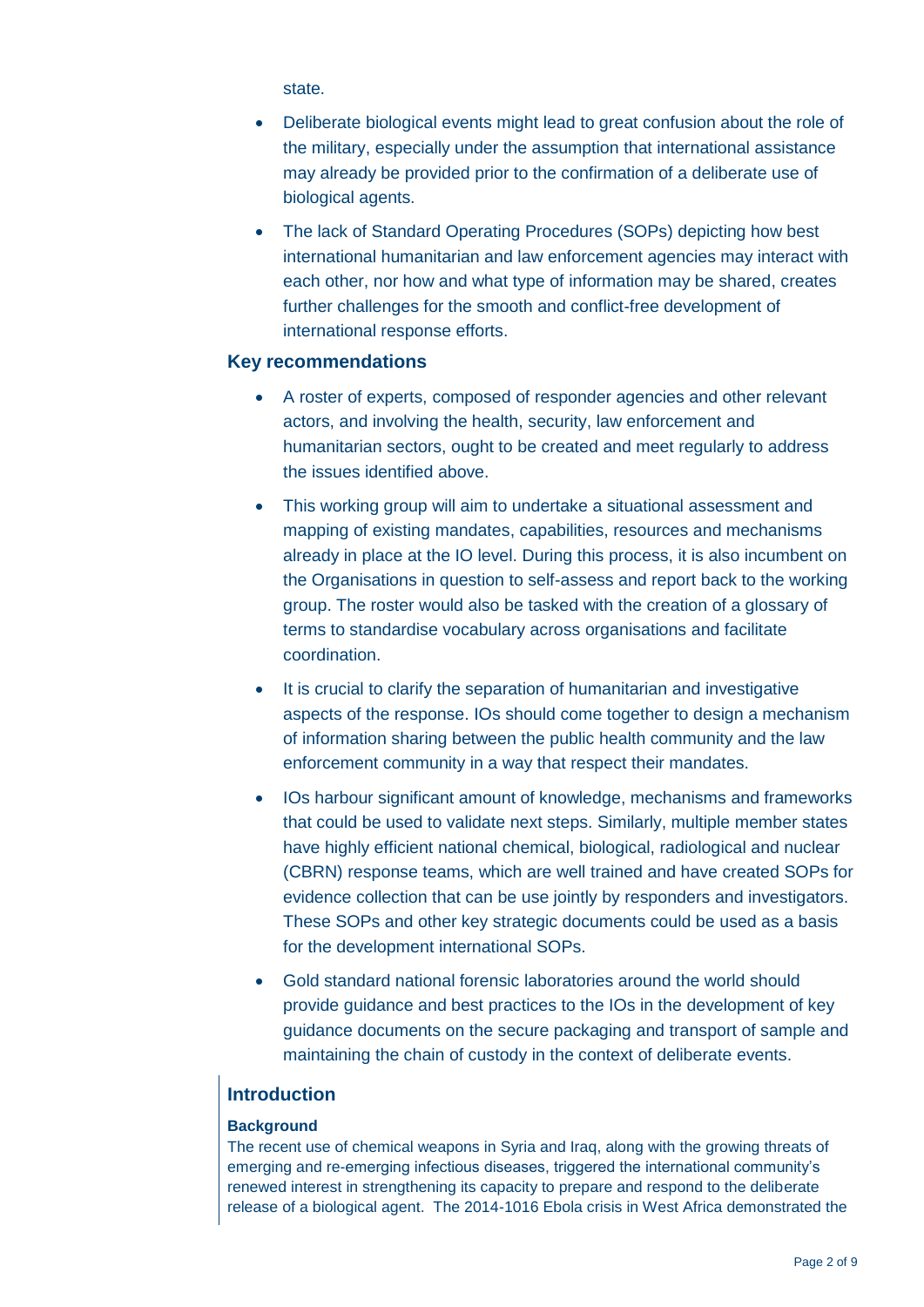state.

- Deliberate biological events might lead to great confusion about the role of the military, especially under the assumption that international assistance may already be provided prior to the confirmation of a deliberate use of biological agents.
- The lack of Standard Operating Procedures (SOPs) depicting how best international humanitarian and law enforcement agencies may interact with each other, nor how and what type of information may be shared, creates further challenges for the smooth and conflict-free development of international response efforts.

### Key recommendations

- A roster of experts, composed of responder agencies and other relevant actors, and involving the health, security, law enforcement and humanitarian sectors, ought to be created and meet regularly to address the issues identified above.
- This working group will aim to undertake a situational assessment and mapping of existing mandates, capabilities, resources and mechanisms already in place at the IO level. During this process, it is also incumbent on the Organisations in question to self-assess and report back to the working group. The roster would also be tasked with the creation of a glossary of terms to standardise vocabulary across organisations and facilitate coordination.
- It is crucial to clarify the separation of humanitarian and investigative aspects of the response. IOs should come together to design a mechanism of information sharing between the public health community and the law enforcement community in a way that respect their mandates.
- IOs harbour significant amount of knowledge, mechanisms and frameworks that could be used to validate next steps. Similarly, multiple member states have highly efficient national chemical, biological, radiological and nuclear (CBRN) response teams, which are well trained and have created SOPs for evidence collection that can be use jointly by responders and investigators. These SOPs and other key strategic documents could be used as a basis for the development international SOPs.
- Gold standard national forensic laboratories around the world should provide guidance and best practices to the IOs in the development of key guidance documents on the secure packaging and transport of sample and maintaining the chain of custody in the context of deliberate events.

## Introduction

#### Background

The recent use of chemical weapons in Syria and Iraq, along with the growing threats of emerging and re-emerging infectious diseases, triggered the international community's renewed interest in strengthening its capacity to prepare and respond to the deliberate release of a biological agent. The 2014-1016 Ebola crisis in West Africa demonstrated the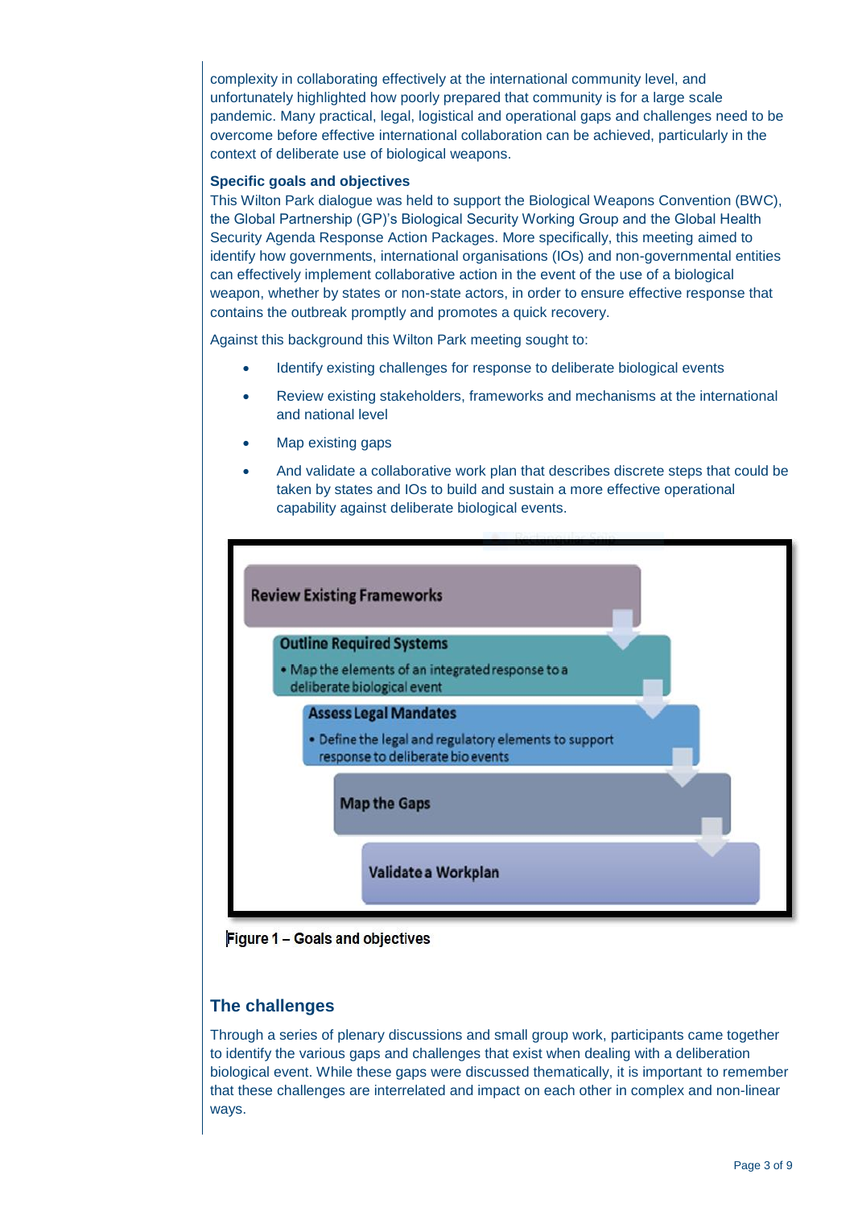complexity in collaborating effectively at the international community level, and unfortunately highlighted how poorly prepared that community is for a large scale pandemic. Many practical, legal, logistical and operational gaps and challenges need to be overcome before effective international collaboration can be achieved, particularly in the context of deliberate use of biological weapons.

**Specific goals and objectives**

This Wilton Park dialogue was held to support the Biological Weapons Convention (BWC), the Global Partnership (GP)'s Biological Security Working Group and the Global Health Security Agenda Response Action Packages. More specifically, this meeting aimed to identify how governments, international organisations (IOs) and non-governmental entities can effectively implement collaborative action in the event of the use of a biological weapon, whether by states or non-state actors, in order to ensure effective response that contains the outbreak promptly and promotes a quick recovery.

Against this background this Wilton Park meeting sought to:

- Identify existing challenges for response to deliberate biological events
- Review existing stakeholders, frameworks and mechanisms at the international and national level
- Map existing gaps
- And validate a collaborative work plan that describes discrete steps that could be taken by states and IOs to build and sustain a more effective operational capability against deliberate biological events.

**Review Existing Frameworks**

**Outline Required Systems**
- Map the elements of an integrated response to a deliberate biological event

**Assess Legal Mandates**
- Define the legal and regulatory elements to support response to deliberate bio events

**Map the Gaps**

**Validate a Workplan**

Figure 1 – Goals and objectives

## The challenges

Through a series of plenary discussions and small group work, participants came together to identify the various gaps and challenges that exist when dealing with a deliberation biological event. While these gaps were discussed thematically, it is important to remember that these challenges are interrelated and impact on each other in complex and non-linear ways.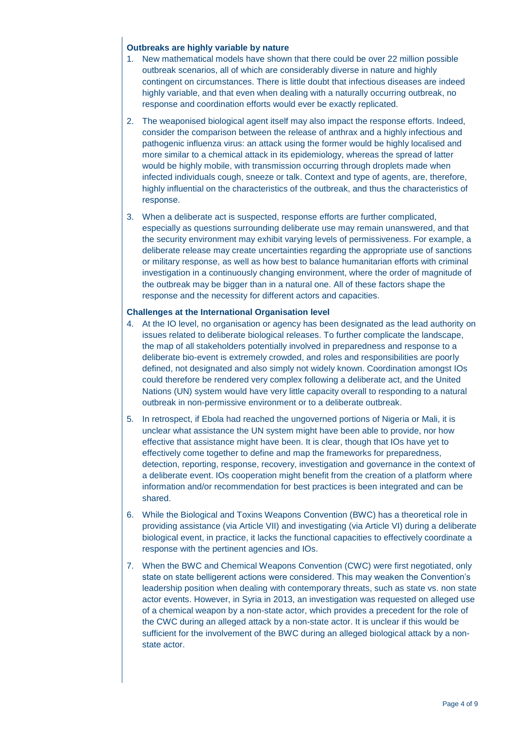**Outbreaks are highly variable by nature**

1. New mathematical models have shown that there could be over 22 million possible outbreak scenarios, all of which are considerably diverse in nature and highly contingent on circumstances. There is little doubt that infectious diseases are indeed highly variable, and that even when dealing with a naturally occurring outbreak, no response and coordination efforts would ever be exactly replicated.

2. The weaponised biological agent itself may also impact the response efforts. Indeed, consider the comparison between the release of anthrax and a highly infectious and pathogenic influenza virus: an attack using the former would be highly localised and more similar to a chemical attack in its epidemiology, whereas the spread of latter would be highly mobile, with transmission occurring through droplets made when infected individuals cough, sneeze or talk. Context and type of agents, are, therefore, highly influential on the characteristics of the outbreak, and thus the characteristics of response.

3. When a deliberate act is suspected, response efforts are further complicated, especially as questions surrounding deliberate use may remain unanswered, and that the security environment may exhibit varying levels of permissiveness. For example, a deliberate release may create uncertainties regarding the appropriate use of sanctions or military response, as well as how best to balance humanitarian efforts with criminal investigation in a continuously changing environment, where the order of magnitude of the outbreak may be bigger than in a natural one. All of these factors shape the response and the necessity for different actors and capacities.

**Challenges at the International Organisation level**

4. At the IO level, no organisation or agency has been designated as the lead authority on issues related to deliberate biological releases. To further complicate the landscape, the map of all stakeholders potentially involved in preparedness and response to a deliberate bio-event is extremely crowded, and roles and responsibilities are poorly defined, not designated and also simply not widely known. Coordination amongst IOs could therefore be rendered very complex following a deliberate act, and the United Nations (UN) system would have very little capacity overall to responding to a natural outbreak in non-permissive environment or to a deliberate outbreak.

5. In retrospect, if Ebola had reached the ungoverned portions of Nigeria or Mali, it is unclear what assistance the UN system might have been able to provide, nor how effective that assistance might have been. It is clear, though that IOs have yet to effectively come together to define and map the frameworks for preparedness, detection, reporting, response, recovery, investigation and governance in the context of a deliberate event. IOs cooperation might benefit from the creation of a platform where information and/or recommendation for best practices is been integrated and can be shared.

6. While the Biological and Toxins Weapons Convention (BWC) has a theoretical role in providing assistance (via Article VII) and investigating (via Article VI) during a deliberate biological event, in practice, it lacks the functional capacities to effectively coordinate a response with the pertinent agencies and IOs.

7. When the BWC and Chemical Weapons Convention (CWC) were first negotiated, only state on state belligerent actions were considered. This may weaken the Convention's leadership position when dealing with contemporary threats, such as state vs. non state actor events. However, in Syria in 2013, an investigation was requested on alleged use of a chemical weapon by a non-state actor, which provides a precedent for the role of the CWC during an alleged attack by a non-state actor. It is unclear if this would be sufficient for the involvement of the BWC during an alleged biological attack by a non-state actor.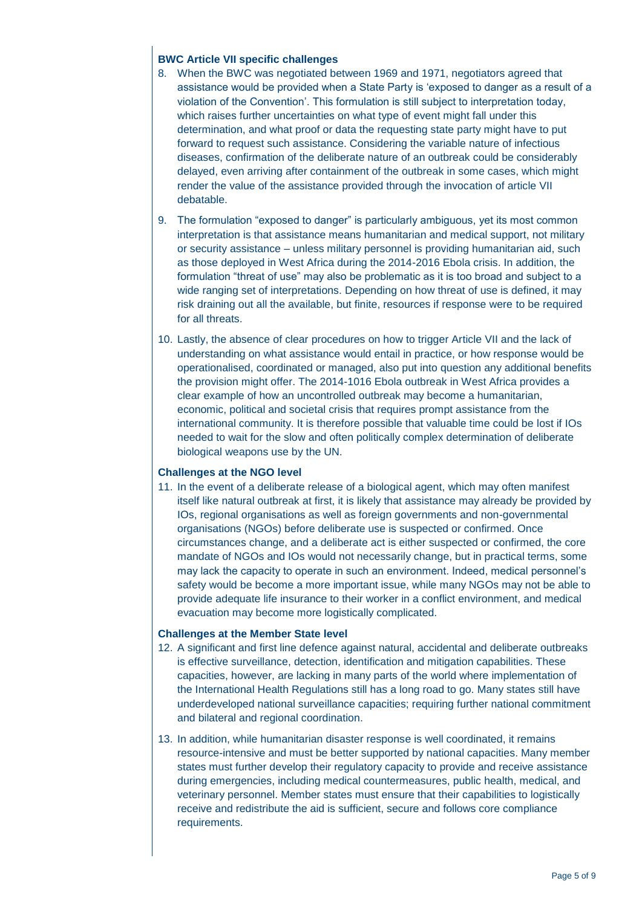### BWC Article VII specific challenges

8. When the BWC was negotiated between 1969 and 1971, negotiators agreed that assistance would be provided when a State Party is 'exposed to danger as a result of a violation of the Convention'. This formulation is still subject to interpretation today, which raises further uncertainties on what type of event might fall under this determination, and what proof or data the requesting state party might have to put forward to request such assistance. Considering the variable nature of infectious diseases, confirmation of the deliberate nature of an outbreak could be considerably delayed, even arriving after containment of the outbreak in some cases, which might render the value of the assistance provided through the invocation of article VII debatable.

9. The formulation "exposed to danger" is particularly ambiguous, yet its most common interpretation is that assistance means humanitarian and medical support, not military or security assistance – unless military personnel is providing humanitarian aid, such as those deployed in West Africa during the 2014-2016 Ebola crisis. In addition, the formulation "threat of use" may also be problematic as it is too broad and subject to a wide ranging set of interpretations. Depending on how threat of use is defined, it may risk draining out all the available, but finite, resources if response were to be required for all threats.

10. Lastly, the absence of clear procedures on how to trigger Article VII and the lack of understanding on what assistance would entail in practice, or how response would be operationalised, coordinated or managed, also put into question any additional benefits the provision might offer. The 2014-1016 Ebola outbreak in West Africa provides a clear example of how an uncontrolled outbreak may become a humanitarian, economic, political and societal crisis that requires prompt assistance from the international community. It is therefore possible that valuable time could be lost if IOs needed to wait for the slow and often politically complex determination of deliberate biological weapons use by the UN.

### Challenges at the NGO level

11. In the event of a deliberate release of a biological agent, which may often manifest itself like natural outbreak at first, it is likely that assistance may already be provided by IOs, regional organisations as well as foreign governments and non-governmental organisations (NGOs) before deliberate use is suspected or confirmed. Once circumstances change, and a deliberate act is either suspected or confirmed, the core mandate of NGOs and IOs would not necessarily change, but in practical terms, some may lack the capacity to operate in such an environment. Indeed, medical personnel's safety would be become a more important issue, while many NGOs may not be able to provide adequate life insurance to their worker in a conflict environment, and medical evacuation may become more logistically complicated.

### Challenges at the Member State level

12. A significant and first line defence against natural, accidental and deliberate outbreaks is effective surveillance, detection, identification and mitigation capabilities. These capacities, however, are lacking in many parts of the world where implementation of the International Health Regulations still has a long road to go. Many states still have underdeveloped national surveillance capacities; requiring further national commitment and bilateral and regional coordination.

13. In addition, while humanitarian disaster response is well coordinated, it remains resource-intensive and must be better supported by national capacities. Many member states must further develop their regulatory capacity to provide and receive assistance during emergencies, including medical countermeasures, public health, medical, and veterinary personnel. Member states must ensure that their capabilities to logistically receive and redistribute the aid is sufficient, secure and follows core compliance requirements.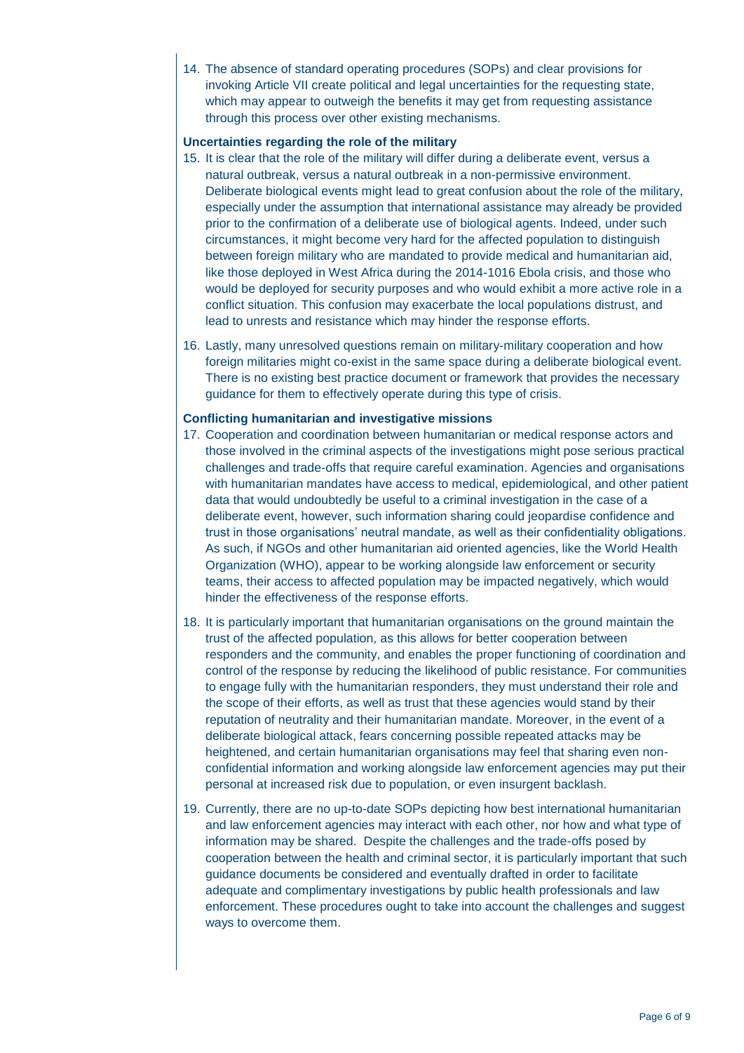14. The absence of standard operating procedures (SOPs) and clear provisions for invoking Article VII create political and legal uncertainties for the requesting state, which may appear to outweigh the benefits it may get from requesting assistance through this process over other existing mechanisms.

**Uncertainties regarding the role of the military**

15. It is clear that the role of the military will differ during a deliberate event, versus a natural outbreak, versus a natural outbreak in a non-permissive environment. Deliberate biological events might lead to great confusion about the role of the military, especially under the assumption that international assistance may already be provided prior to the confirmation of a deliberate use of biological agents. Indeed, under such circumstances, it might become very hard for the affected population to distinguish between foreign military who are mandated to provide medical and humanitarian aid, like those deployed in West Africa during the 2014-1016 Ebola crisis, and those who would be deployed for security purposes and who would exhibit a more active role in a conflict situation. This confusion may exacerbate the local populations distrust, and lead to unrests and resistance which may hinder the response efforts.

16. Lastly, many unresolved questions remain on military-military cooperation and how foreign militaries might co-exist in the same space during a deliberate biological event. There is no existing best practice document or framework that provides the necessary guidance for them to effectively operate during this type of crisis.

**Conflicting humanitarian and investigative missions**

17. Cooperation and coordination between humanitarian or medical response actors and those involved in the criminal aspects of the investigations might pose serious practical challenges and trade-offs that require careful examination. Agencies and organisations with humanitarian mandates have access to medical, epidemiological, and other patient data that would undoubtedly be useful to a criminal investigation in the case of a deliberate event, however, such information sharing could jeopardise confidence and trust in those organisations' neutral mandate, as well as their confidentiality obligations. As such, if NGOs and other humanitarian aid oriented agencies, like the World Health Organization (WHO), appear to be working alongside law enforcement or security teams, their access to affected population may be impacted negatively, which would hinder the effectiveness of the response efforts.

18. It is particularly important that humanitarian organisations on the ground maintain the trust of the affected population, as this allows for better cooperation between responders and the community, and enables the proper functioning of coordination and control of the response by reducing the likelihood of public resistance. For communities to engage fully with the humanitarian responders, they must understand their role and the scope of their efforts, as well as trust that these agencies would stand by their reputation of neutrality and their humanitarian mandate. Moreover, in the event of a deliberate biological attack, fears concerning possible repeated attacks may be heightened, and certain humanitarian organisations may feel that sharing even non-confidential information and working alongside law enforcement agencies may put their personal at increased risk due to population, or even insurgent backlash.

19. Currently, there are no up-to-date SOPs depicting how best international humanitarian and law enforcement agencies may interact with each other, nor how and what type of information may be shared. Despite the challenges and the trade-offs posed by cooperation between the health and criminal sector, it is particularly important that such guidance documents be considered and eventually drafted in order to facilitate adequate and complimentary investigations by public health professionals and law enforcement. These procedures ought to take into account the challenges and suggest ways to overcome them.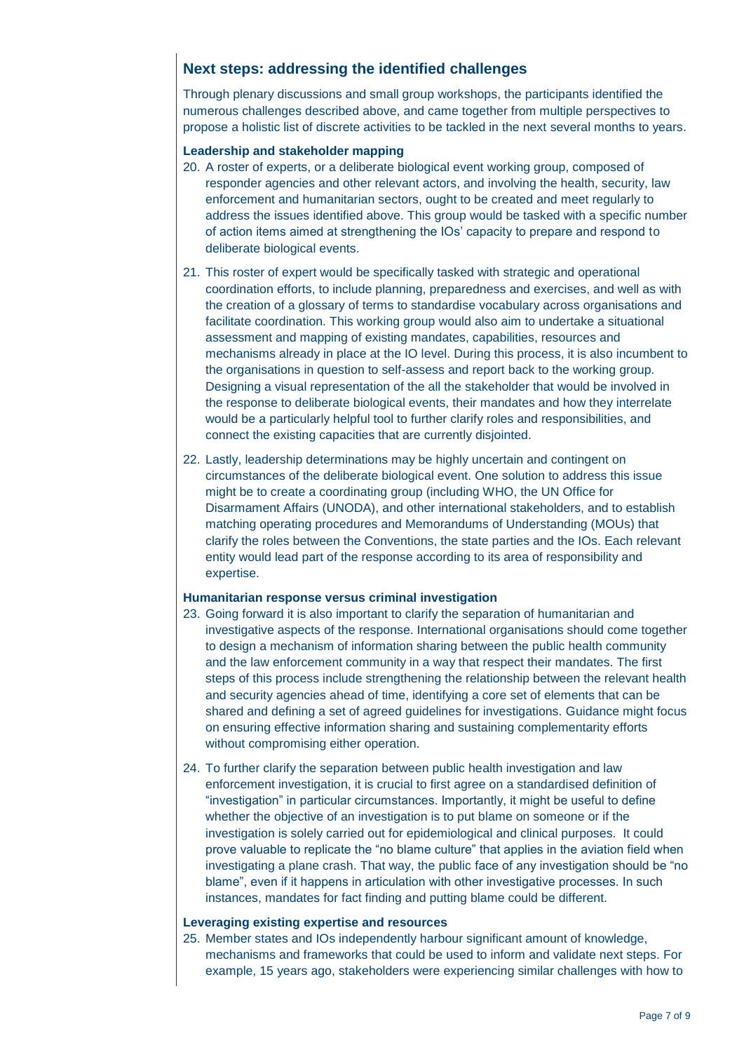## Next steps: addressing the identified challenges

Through plenary discussions and small group workshops, the participants identified the numerous challenges described above, and came together from multiple perspectives to propose a holistic list of discrete activities to be tackled in the next several months to years.

### Leadership and stakeholder mapping

20. A roster of experts, or a deliberate biological event working group, composed of responder agencies and other relevant actors, and involving the health, security, law enforcement and humanitarian sectors, ought to be created and meet regularly to address the issues identified above. This group would be tasked with a specific number of action items aimed at strengthening the IOs' capacity to prepare and respond to deliberate biological events.

21. This roster of expert would be specifically tasked with strategic and operational coordination efforts, to include planning, preparedness and exercises, and well as with the creation of a glossary of terms to standardise vocabulary across organisations and facilitate coordination. This working group would also aim to undertake a situational assessment and mapping of existing mandates, capabilities, resources and mechanisms already in place at the IO level. During this process, it is also incumbent to the organisations in question to self-assess and report back to the working group. Designing a visual representation of the all the stakeholder that would be involved in the response to deliberate biological events, their mandates and how they interrelate would be a particularly helpful tool to further clarify roles and responsibilities, and connect the existing capacities that are currently disjointed.

22. Lastly, leadership determinations may be highly uncertain and contingent on circumstances of the deliberate biological event. One solution to address this issue might be to create a coordinating group (including WHO, the UN Office for Disarmament Affairs (UNODA), and other international stakeholders, and to establish matching operating procedures and Memorandums of Understanding (MOUs) that clarify the roles between the Conventions, the state parties and the IOs. Each relevant entity would lead part of the response according to its area of responsibility and expertise.

### Humanitarian response versus criminal investigation

23. Going forward it is also important to clarify the separation of humanitarian and investigative aspects of the response. International organisations should come together to design a mechanism of information sharing between the public health community and the law enforcement community in a way that respect their mandates. The first steps of this process include strengthening the relationship between the relevant health and security agencies ahead of time, identifying a core set of elements that can be shared and defining a set of agreed guidelines for investigations. Guidance might focus on ensuring effective information sharing and sustaining complementary efforts without compromising either operation.

24. To further clarify the separation between public health investigation and law enforcement investigation, it is crucial to first agree on a standardised definition of "investigation" in particular circumstances. Importantly, it might be useful to define whether the objective of an investigation is to put blame on someone or if the investigation is solely carried out for epidemiological and clinical purposes. It could prove valuable to replicate the "no blame culture" that applies in the aviation field when investigating a plane crash. That way, the public face of any investigation should be "no blame", even if it happens in articulation with other investigative processes. In such instances, mandates for fact finding and putting blame could be different.

### Leveraging existing expertise and resources

25. Member states and IOs independently harbour significant amount of knowledge, mechanisms and frameworks that could be used to inform and validate next steps. For example, 15 years ago, stakeholders were experiencing similar challenges with how to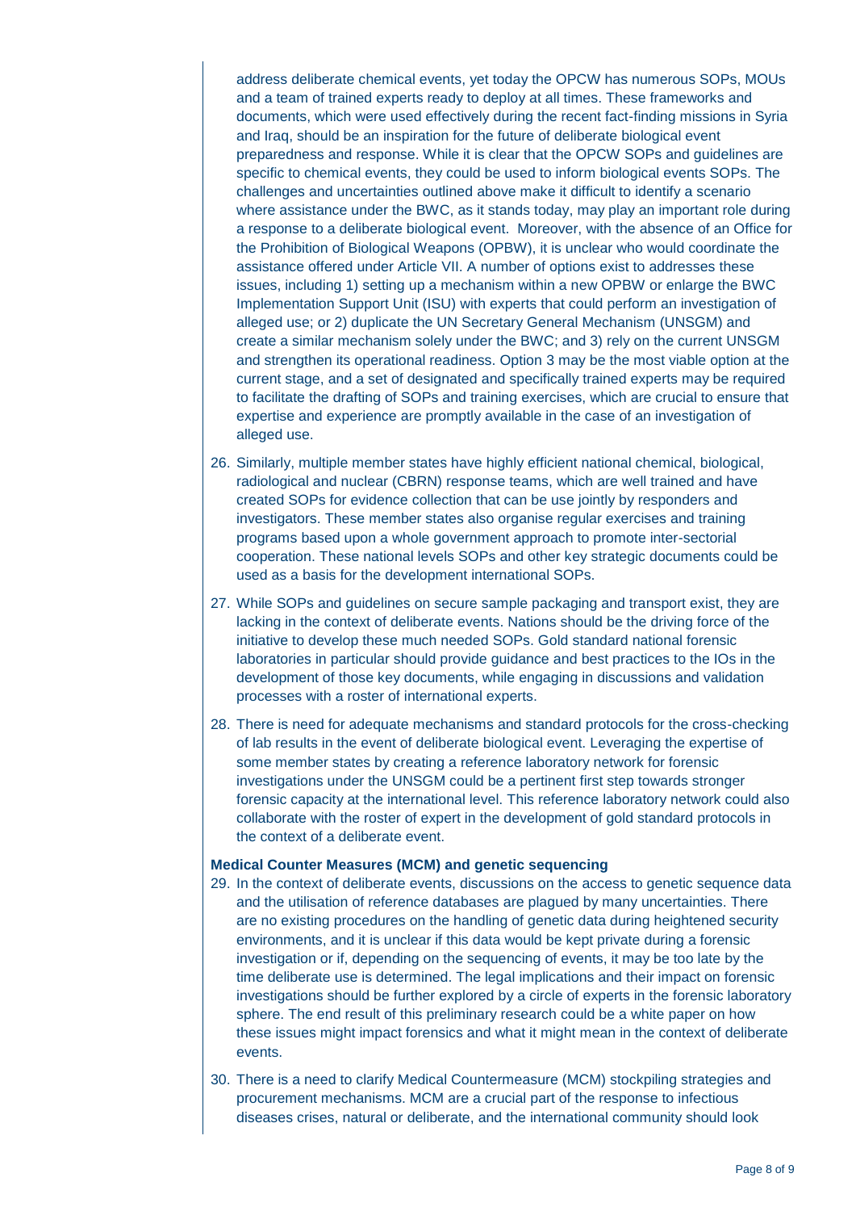address deliberate chemical events, yet today the OPCW has numerous SOPs, MOUs and a team of trained experts ready to deploy at all times. These frameworks and documents, which were used effectively during the recent fact-finding missions in Syria and Iraq, should be an inspiration for the future of deliberate biological event preparedness and response. While it is clear that the OPCW SOPs and guidelines are specific to chemical events, they could be used to inform biological events SOPs. The challenges and uncertainties outlined above make it difficult to identify a scenario where assistance under the BWC, as it stands today, may play an important role during a response to a deliberate biological event. Moreover, with the absence of an Office for the Prohibition of Biological Weapons (OPBW), it is unclear who would coordinate the assistance offered under Article VII. A number of options exist to addresses these issues, including 1) setting up a mechanism within a new OPBW or enlarge the BWC Implementation Support Unit (ISU) with experts that could perform an investigation of alleged use; or 2) duplicate the UN Secretary General Mechanism (UNSGM) and create a similar mechanism solely under the BWC; and 3) rely on the current UNSGM and strengthen its operational readiness. Option 3 may be the most viable option at the current stage, and a set of designated and specifically trained experts may be required to facilitate the drafting of SOPs and training exercises, which are crucial to ensure that expertise and experience are promptly available in the case of an investigation of alleged use.

26. Similarly, multiple member states have highly efficient national chemical, biological, radiological and nuclear (CBRN) response teams, which are well trained and have created SOPs for evidence collection that can be use jointly by responders and investigators. These member states also organise regular exercises and training programs based upon a whole government approach to promote inter-sectorial cooperation. These national levels SOPs and other key strategic documents could be used as a basis for the development international SOPs.

27. While SOPs and guidelines on secure sample packaging and transport exist, they are lacking in the context of deliberate events. Nations should be the driving force of the initiative to develop these much needed SOPs. Gold standard national forensic laboratories in particular should provide guidance and best practices to the IOs in the development of those key documents, while engaging in discussions and validation processes with a roster of international experts.

28. There is need for adequate mechanisms and standard protocols for the cross-checking of lab results in the event of deliberate biological event. Leveraging the expertise of some member states by creating a reference laboratory network for forensic investigations under the UNSGM could be a pertinent first step towards stronger forensic capacity at the international level. This reference laboratory network could also collaborate with the roster of expert in the development of gold standard protocols in the context of a deliberate event.

**Medical Counter Measures (MCM) and genetic sequencing**

29. In the context of deliberate events, discussions on the access to genetic sequence data and the utilisation of reference databases are plagued by many uncertainties. There are no existing procedures on the handling of genetic data during heightened security environments, and it is unclear if this data would be kept private during a forensic investigation or if, depending on the sequencing of events, it may be too late by the time deliberate use is determined. The legal implications and their impact on forensic investigations should be further explored by a circle of experts in the forensic laboratory sphere. The end result of this preliminary research could be a white paper on how these issues might impact forensics and what it might mean in the context of deliberate events.

30. There is a need to clarify Medical Countermeasure (MCM) stockpiling strategies and procurement mechanisms. MCM are a crucial part of the response to infectious diseases crises, natural or deliberate, and the international community should look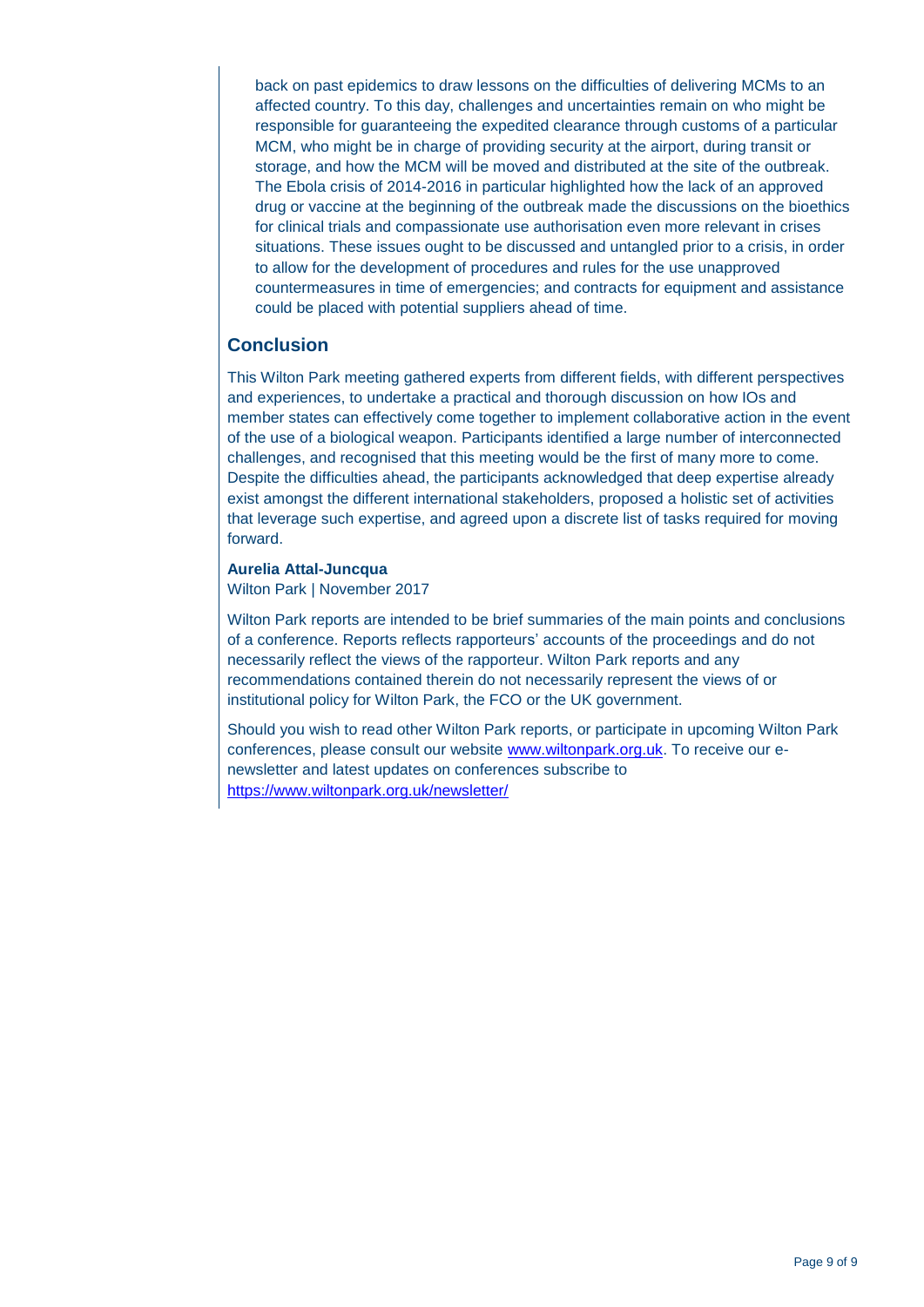back on past epidemics to draw lessons on the difficulties of delivering MCMs to an affected country. To this day, challenges and uncertainties remain on who might be responsible for guaranteeing the expedited clearance through customs of a particular MCM, who might be in charge of providing security at the airport, during transit or storage, and how the MCM will be moved and distributed at the site of the outbreak. The Ebola crisis of 2014-2016 in particular highlighted how the lack of an approved drug or vaccine at the beginning of the outbreak made the discussions on the bioethics for clinical trials and compassionate use authorisation even more relevant in crises situations. These issues ought to be discussed and untangled prior to a crisis, in order to allow for the development of procedures and rules for the use unapproved countermeasures in time of emergencies; and contracts for equipment and assistance could be placed with potential suppliers ahead of time.

## Conclusion

This Wilton Park meeting gathered experts from different fields, with different perspectives and experiences, to undertake a practical and thorough discussion on how IOs and member states can effectively come together to implement collaborative action in the event of the use of a biological weapon. Participants identified a large number of interconnected challenges, and recognised that this meeting would be the first of many more to come. Despite the difficulties ahead, the participants acknowledged that deep expertise already exist amongst the different international stakeholders, proposed a holistic set of activities that leverage such expertise, and agreed upon a discrete list of tasks required for moving forward.

**Aurelia Attal-Juncqua**
Wilton Park | November 2017

Wilton Park reports are intended to be brief summaries of the main points and conclusions of a conference. Reports reflects rapporteurs' accounts of the proceedings and do not necessarily reflect the views of the rapporteur. Wilton Park reports and any recommendations contained therein do not necessarily represent the views of or institutional policy for Wilton Park, the FCO or the UK government.

Should you wish to read other Wilton Park reports, or participate in upcoming Wilton Park conferences, please consult our website [www.wiltonpark.org.uk](www.wiltonpark.org.uk). To receive our e-newsletter and latest updates on conferences subscribe to [https://www.wiltonpark.org.uk/newsletter/](https://www.wiltonpark.org.uk/newsletter/)